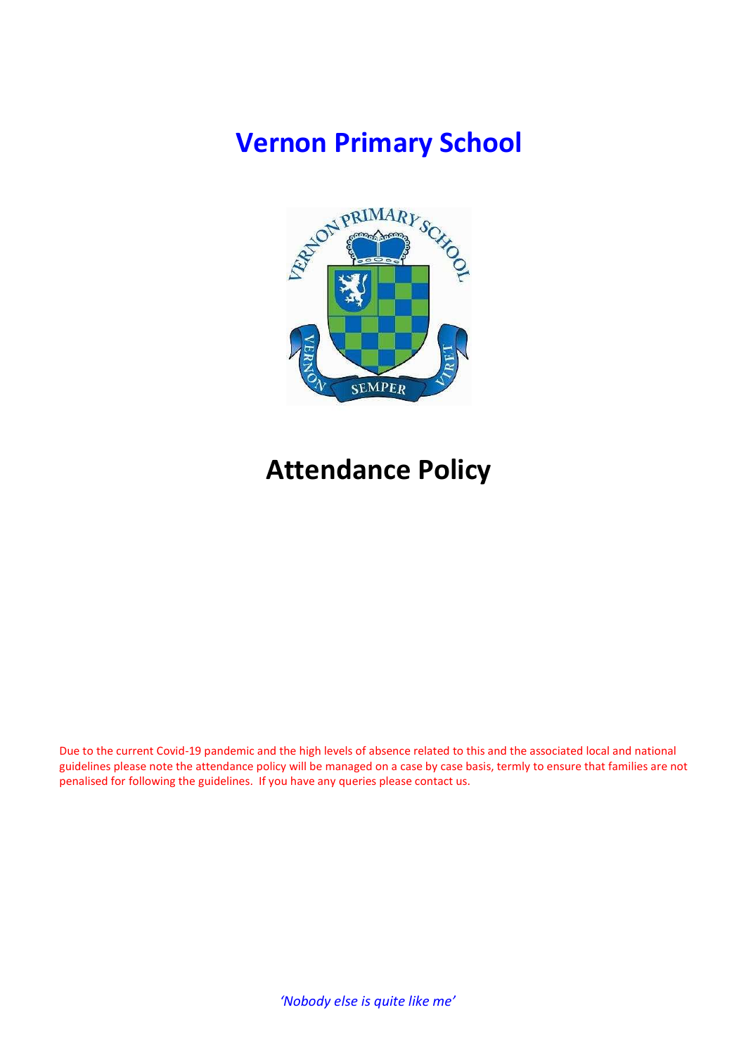# Vernon Primary School

# Attendance Policy

Due to the current Covid-19 pandemic and the high levels of absence related to this and the associated local and national guidelines please note the attendance policy will be managed on a case by case basis, termly to ensure that families are not penalised for following the guidelines. If you have any queries please contact us.

*'Nobody else is quite like me'*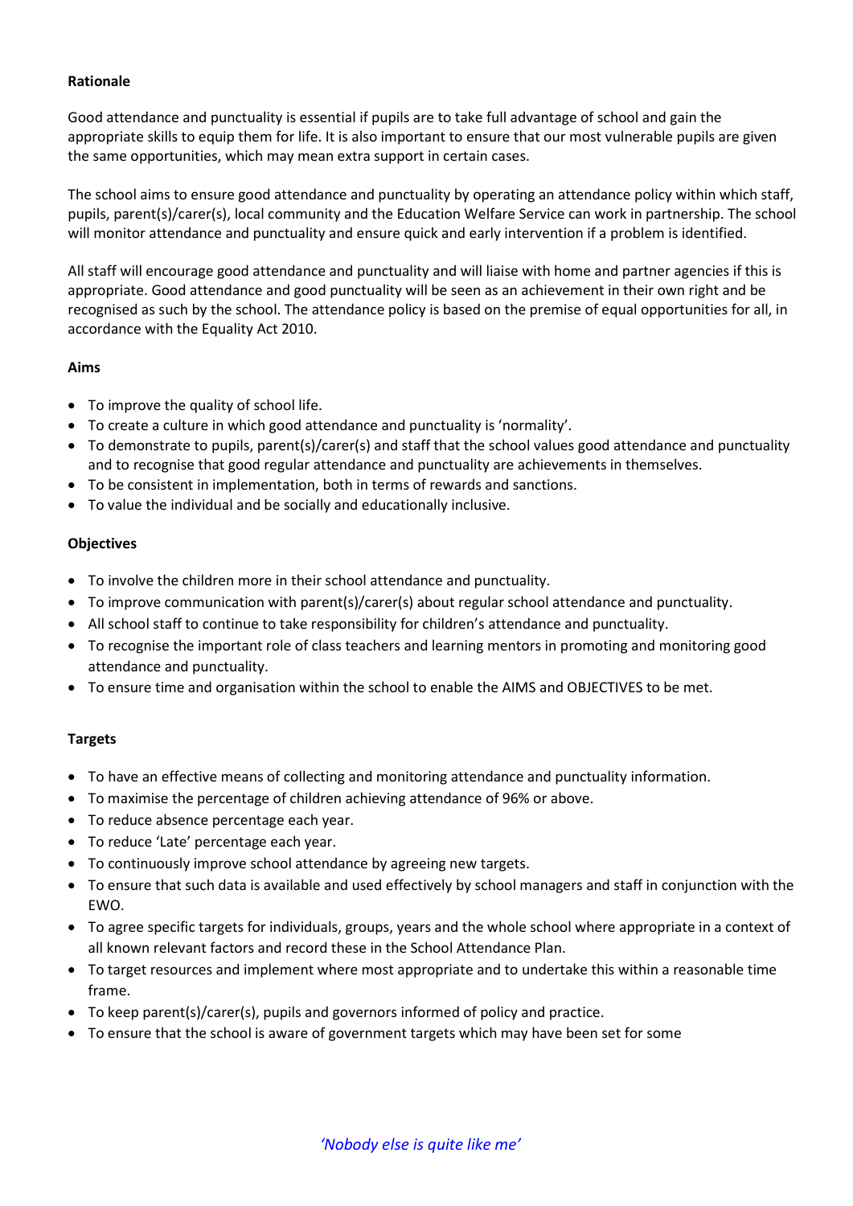**Rationale**

Good attendance and punctuality is essential if pupils are to take full advantage of school and gain the appropriate skills to equip them for life. It is also important to ensure that our most vulnerable pupils are given the same opportunities, which may mean extra support in certain cases.

The school aims to ensure good attendance and punctuality by operating an attendance policy within which staff, pupils, parent(s)/carer(s), local community and the Education Welfare Service can work in partnership. The school will monitor attendance and punctuality and ensure quick and early intervention if a problem is identified.

All staff will encourage good attendance and punctuality and will liaise with home and partner agencies if this is appropriate. Good attendance and good punctuality will be seen as an achievement in their own right and be recognised as such by the school. The attendance policy is based on the premise of equal opportunities for all, in accordance with the Equality Act 2010.

**Aims**

- To improve the quality of school life.
- To create a culture in which good attendance and punctuality is 'normality'.
- To demonstrate to pupils, parent(s)/carer(s) and staff that the school values good attendance and punctuality and to recognise that good regular attendance and punctuality are achievements in themselves.
- To be consistent in implementation, both in terms of rewards and sanctions.
- To value the individual and be socially and educationally inclusive.

**Objectives**

- To involve the children more in their school attendance and punctuality.
- To improve communication with parent(s)/carer(s) about regular school attendance and punctuality.
- All school staff to continue to take responsibility for children's attendance and punctuality.
- To recognise the important role of class teachers and learning mentors in promoting and monitoring good attendance and punctuality.
- To ensure time and organisation within the school to enable the AIMS and OBJECTIVES to be met.

**Targets**

- To have an effective means of collecting and monitoring attendance and punctuality information.
- To maximise the percentage of children achieving attendance of 96% or above.
- To reduce absence percentage each year.
- To reduce 'Late' percentage each year.
- To continuously improve school attendance by agreeing new targets.
- To ensure that such data is available and used effectively by school managers and staff in conjunction with the EWO.
- To agree specific targets for individuals, groups, years and the whole school where appropriate in a context of all known relevant factors and record these in the School Attendance Plan.
- To target resources and implement where most appropriate and to undertake this within a reasonable time frame.
- To keep parent(s)/carer(s), pupils and governors informed of policy and practice.
- To ensure that the school is aware of government targets which may have been set for some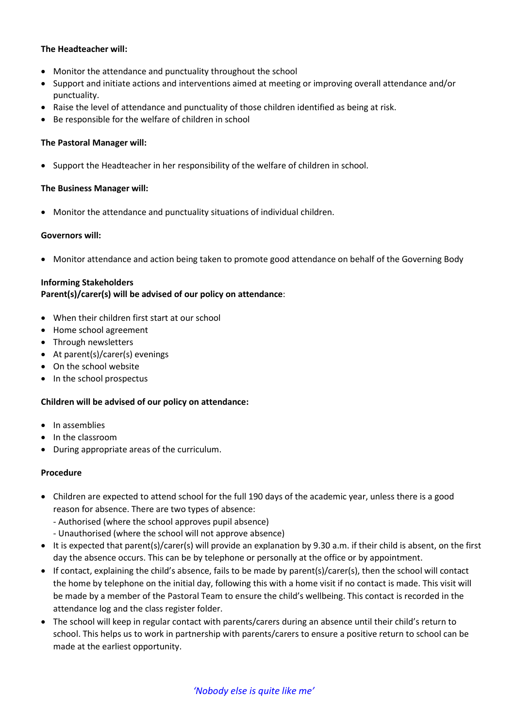**The Headteacher will:**

- Monitor the attendance and punctuality throughout the school
- Support and initiate actions and interventions aimed at meeting or improving overall attendance and/or punctuality.
- Raise the level of attendance and punctuality of those children identified as being at risk.
- Be responsible for the welfare of children in school

**The Pastoral Manager will:**

- Support the Headteacher in her responsibility of the welfare of children in school.

**The Business Manager will:**

- Monitor the attendance and punctuality situations of individual children.

**Governors will:**

- Monitor attendance and action being taken to promote good attendance on behalf of the Governing Body

**Informing Stakeholders**
**Parent(s)/carer(s) will be advised of our policy on attendance**:

- When their children first start at our school
- Home school agreement
- Through newsletters
- At parent(s)/carer(s) evenings
- On the school website
- In the school prospectus

**Children will be advised of our policy on attendance:**

- In assemblies
- In the classroom
- During appropriate areas of the curriculum.

**Procedure**

- Children are expected to attend school for the full 190 days of the academic year, unless there is a good reason for absence. There are two types of absence:
  - Authorised (where the school approves pupil absence)
  - Unauthorised (where the school will not approve absence)
- It is expected that parent(s)/carer(s) will provide an explanation by 9.30 a.m. if their child is absent, on the first day the absence occurs. This can be by telephone or personally at the office or by appointment.
- If contact, explaining the child's absence, fails to be made by parent(s)/carer(s), then the school will contact the home by telephone on the initial day, following this with a home visit if no contact is made. This visit will be made by a member of the Pastoral Team to ensure the child's wellbeing. This contact is recorded in the attendance log and the class register folder.
- The school will keep in regular contact with parents/carers during an absence until their child's return to school. This helps us to work in partnership with parents/carers to ensure a positive return to school can be made at the earliest opportunity.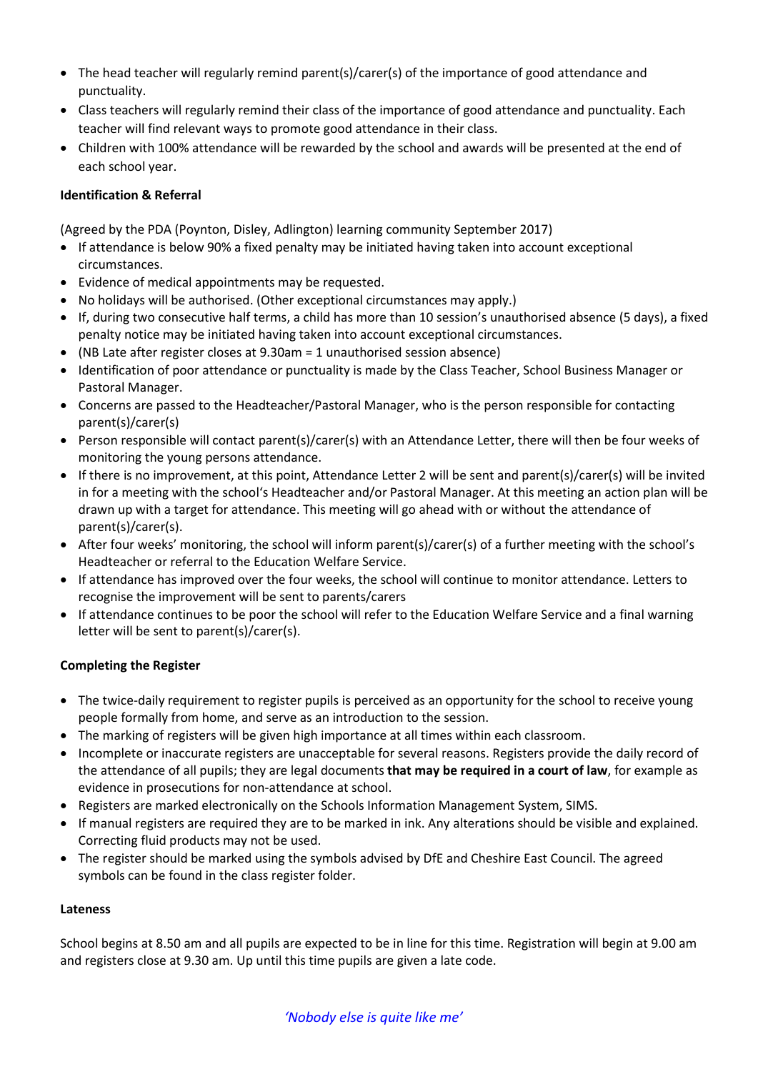- The head teacher will regularly remind parent(s)/carer(s) of the importance of good attendance and punctuality.
- Class teachers will regularly remind their class of the importance of good attendance and punctuality. Each teacher will find relevant ways to promote good attendance in their class.
- Children with 100% attendance will be rewarded by the school and awards will be presented at the end of each school year.

**Identification & Referral**

(Agreed by the PDA (Poynton, Disley, Adlington) learning community September 2017)

- If attendance is below 90% a fixed penalty may be initiated having taken into account exceptional circumstances.
- Evidence of medical appointments may be requested.
- No holidays will be authorised. (Other exceptional circumstances may apply.)
- If, during two consecutive half terms, a child has more than 10 session's unauthorised absence (5 days), a fixed penalty notice may be initiated having taken into account exceptional circumstances.
- (NB Late after register closes at 9.30am = 1 unauthorised session absence)
- Identification of poor attendance or punctuality is made by the Class Teacher, School Business Manager or Pastoral Manager.
- Concerns are passed to the Headteacher/Pastoral Manager, who is the person responsible for contacting parent(s)/carer(s)
- Person responsible will contact parent(s)/carer(s) with an Attendance Letter, there will then be four weeks of monitoring the young persons attendance.
- If there is no improvement, at this point, Attendance Letter 2 will be sent and parent(s)/carer(s) will be invited in for a meeting with the school's Headteacher and/or Pastoral Manager. At this meeting an action plan will be drawn up with a target for attendance. This meeting will go ahead with or without the attendance of parent(s)/carer(s).
- After four weeks' monitoring, the school will inform parent(s)/carer(s) of a further meeting with the school's Headteacher or referral to the Education Welfare Service.
- If attendance has improved over the four weeks, the school will continue to monitor attendance. Letters to recognise the improvement will be sent to parents/carers
- If attendance continues to be poor the school will refer to the Education Welfare Service and a final warning letter will be sent to parent(s)/carer(s).

**Completing the Register**

- The twice-daily requirement to register pupils is perceived as an opportunity for the school to receive young people formally from home, and serve as an introduction to the session.
- The marking of registers will be given high importance at all times within each classroom.
- Incomplete or inaccurate registers are unacceptable for several reasons. Registers provide the daily record of the attendance of all pupils; they are legal documents **that may be required in a court of law**, for example as evidence in prosecutions for non-attendance at school.
- Registers are marked electronically on the Schools Information Management System, SIMS.
- If manual registers are required they are to be marked in ink. Any alterations should be visible and explained. Correcting fluid products may not be used.
- The register should be marked using the symbols advised by DfE and Cheshire East Council. The agreed symbols can be found in the class register folder.

**Lateness**

School begins at 8.50 am and all pupils are expected to be in line for this time. Registration will begin at 9.00 am and registers close at 9.30 am. Up until this time pupils are given a late code.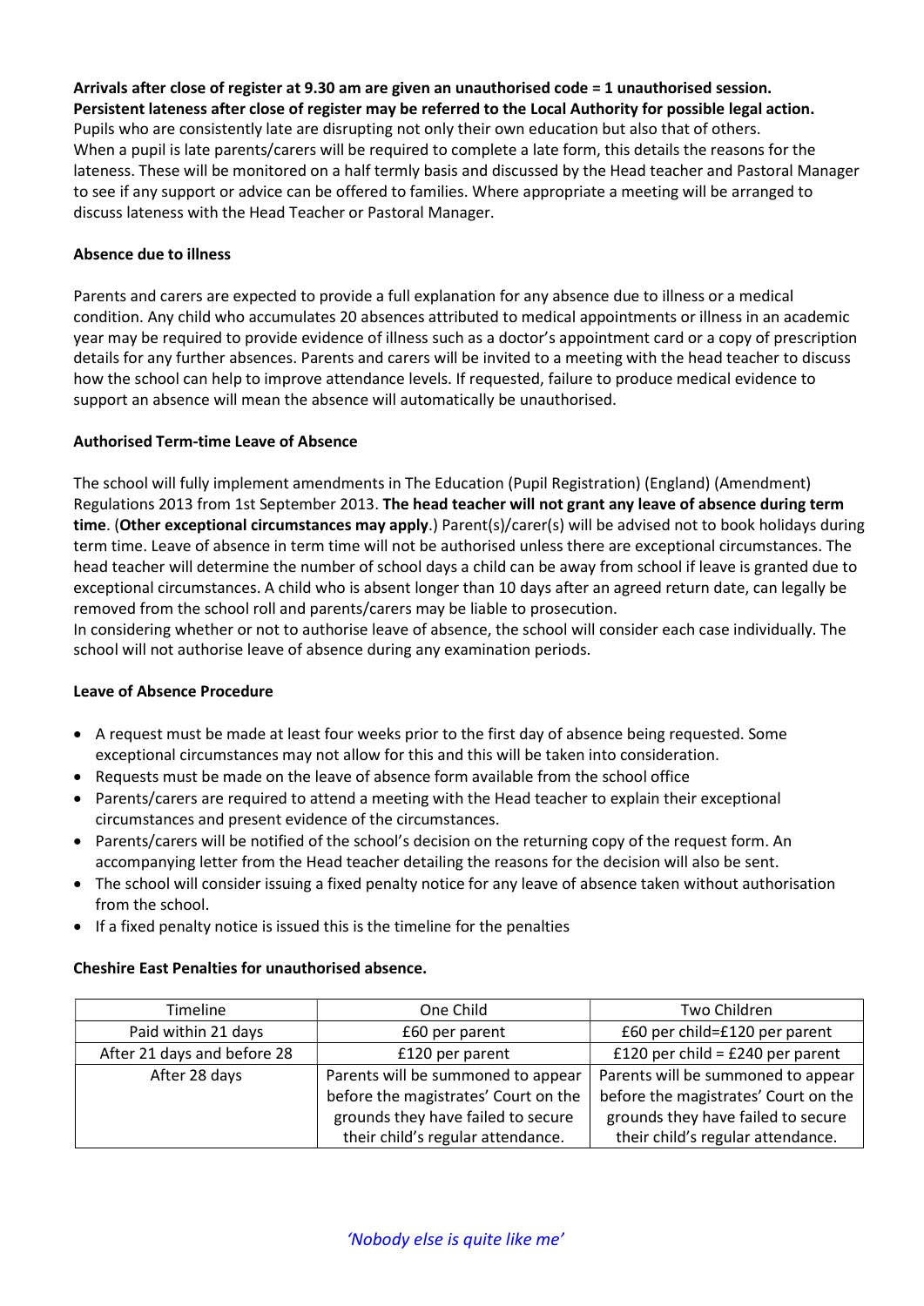**Arrivals after close of register at 9.30 am are given an unauthorised code = 1 unauthorised session.**
**Persistent lateness after close of register may be referred to the Local Authority for possible legal action.**
Pupils who are consistently late are disrupting not only their own education but also that of others.
When a pupil is late parents/carers will be required to complete a late form, this details the reasons for the lateness. These will be monitored on a half termly basis and discussed by the Head teacher and Pastoral Manager to see if any support or advice can be offered to families. Where appropriate a meeting will be arranged to discuss lateness with the Head Teacher or Pastoral Manager.

**Absence due to illness**

Parents and carers are expected to provide a full explanation for any absence due to illness or a medical condition. Any child who accumulates 20 absences attributed to medical appointments or illness in an academic year may be required to provide evidence of illness such as a doctor's appointment card or a copy of prescription details for any further absences. Parents and carers will be invited to a meeting with the head teacher to discuss how the school can help to improve attendance levels. If requested, failure to produce medical evidence to support an absence will mean the absence will automatically be unauthorised.

**Authorised Term-time Leave of Absence**

The school will fully implement amendments in The Education (Pupil Registration) (England) (Amendment) Regulations 2013 from 1st September 2013. **The head teacher will not grant any leave of absence during term time**. (**Other exceptional circumstances may apply**.) Parent(s)/carer(s) will be advised not to book holidays during term time. Leave of absence in term time will not be authorised unless there are exceptional circumstances. The head teacher will determine the number of school days a child can be away from school if leave is granted due to exceptional circumstances. A child who is absent longer than 10 days after an agreed return date, can legally be removed from the school roll and parents/carers may be liable to prosecution.
In considering whether or not to authorise leave of absence, the school will consider each case individually. The school will not authorise leave of absence during any examination periods.

**Leave of Absence Procedure**

- A request must be made at least four weeks prior to the first day of absence being requested. Some exceptional circumstances may not allow for this and this will be taken into consideration.
- Requests must be made on the leave of absence form available from the school office
- Parents/carers are required to attend a meeting with the Head teacher to explain their exceptional circumstances and present evidence of the circumstances.
- Parents/carers will be notified of the school's decision on the returning copy of the request form. An accompanying letter from the Head teacher detailing the reasons for the decision will also be sent.
- The school will consider issuing a fixed penalty notice for any leave of absence taken without authorisation from the school.
- If a fixed penalty notice is issued this is the timeline for the penalties

**Cheshire East Penalties for unauthorised absence.**

| Timeline | One Child | Two Children |
|---|---|---|
| Paid within 21 days | £60 per parent | £60 per child=£120 per parent |
| After 21 days and before 28 | £120 per parent | £120 per child = £240 per parent |
| After 28 days | Parents will be summoned to appear before the magistrates' Court on the grounds they have failed to secure their child's regular attendance. | Parents will be summoned to appear before the magistrates' Court on the grounds they have failed to secure their child's regular attendance. |

*'Nobody else is quite like me'*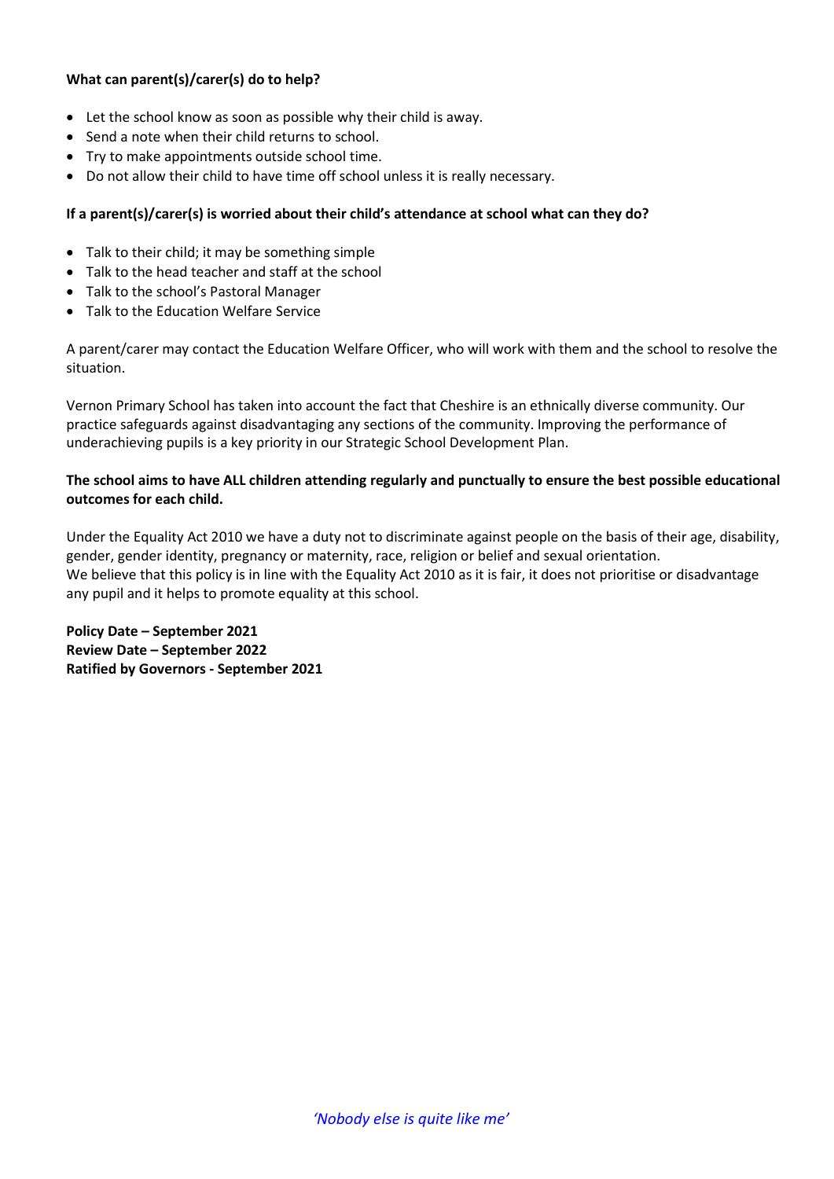**What can parent(s)/carer(s) do to help?**

- Let the school know as soon as possible why their child is away.
- Send a note when their child returns to school.
- Try to make appointments outside school time.
- Do not allow their child to have time off school unless it is really necessary.

**If a parent(s)/carer(s) is worried about their child's attendance at school what can they do?**

- Talk to their child; it may be something simple
- Talk to the head teacher and staff at the school
- Talk to the school's Pastoral Manager
- Talk to the Education Welfare Service

A parent/carer may contact the Education Welfare Officer, who will work with them and the school to resolve the situation.

Vernon Primary School has taken into account the fact that Cheshire is an ethnically diverse community. Our practice safeguards against disadvantaging any sections of the community. Improving the performance of underachieving pupils is a key priority in our Strategic School Development Plan.

**The school aims to have ALL children attending regularly and punctually to ensure the best possible educational outcomes for each child.**

Under the Equality Act 2010 we have a duty not to discriminate against people on the basis of their age, disability, gender, gender identity, pregnancy or maternity, race, religion or belief and sexual orientation.
We believe that this policy is in line with the Equality Act 2010 as it is fair, it does not prioritise or disadvantage any pupil and it helps to promote equality at this school.

**Policy Date – September 2021**
**Review Date – September 2022**
**Ratified by Governors - September 2021**